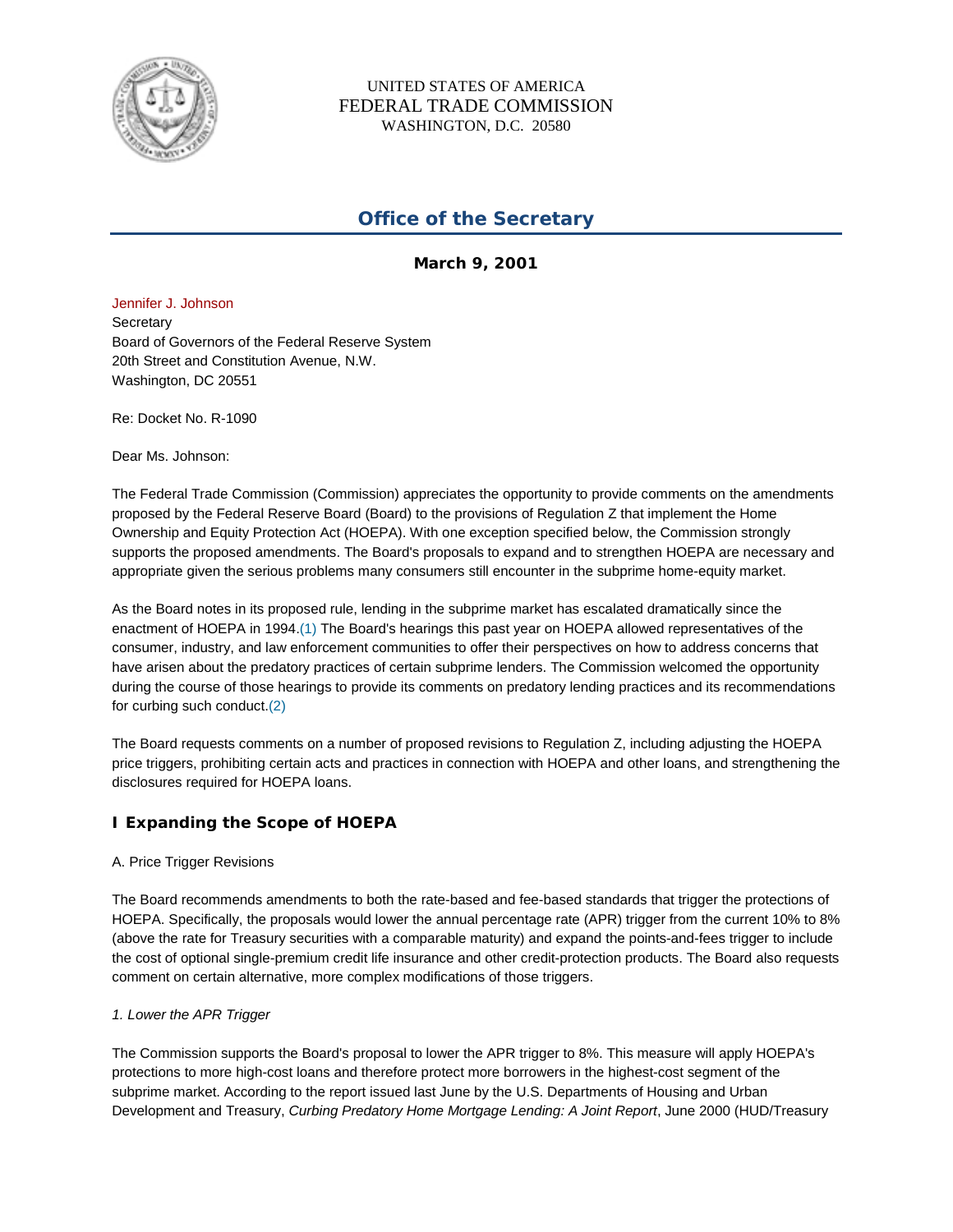UNITED STATES OF AMERICA
FEDERAL TRADE COMMISSION
WASHINGTON, D.C. 20580

## Office of the Secretary

**March 9, 2001**

Jennifer J. Johnson
Secretary
Board of Governors of the Federal Reserve System
20th Street and Constitution Avenue, N.W.
Washington, DC 20551

Re: Docket No. R-1090

Dear Ms. Johnson:

The Federal Trade Commission (Commission) appreciates the opportunity to provide comments on the amendments proposed by the Federal Reserve Board (Board) to the provisions of Regulation Z that implement the Home Ownership and Equity Protection Act (HOEPA). With one exception specified below, the Commission strongly supports the proposed amendments. The Board's proposals to expand and to strengthen HOEPA are necessary and appropriate given the serious problems many consumers still encounter in the subprime home-equity market.

As the Board notes in its proposed rule, lending in the subprime market has escalated dramatically since the enactment of HOEPA in 1994.(1) The Board's hearings this past year on HOEPA allowed representatives of the consumer, industry, and law enforcement communities to offer their perspectives on how to address concerns that have arisen about the predatory practices of certain subprime lenders. The Commission welcomed the opportunity during the course of those hearings to provide its comments on predatory lending practices and its recommendations for curbing such conduct.(2)

The Board requests comments on a number of proposed revisions to Regulation Z, including adjusting the HOEPA price triggers, prohibiting certain acts and practices in connection with HOEPA and other loans, and strengthening the disclosures required for HOEPA loans.

### I Expanding the Scope of HOEPA

A. Price Trigger Revisions

The Board recommends amendments to both the rate-based and fee-based standards that trigger the protections of HOEPA. Specifically, the proposals would lower the annual percentage rate (APR) trigger from the current 10% to 8% (above the rate for Treasury securities with a comparable maturity) and expand the points-and-fees trigger to include the cost of optional single-premium credit life insurance and other credit-protection products. The Board also requests comment on certain alternative, more complex modifications of those triggers.

*1. Lower the APR Trigger*

The Commission supports the Board's proposal to lower the APR trigger to 8%. This measure will apply HOEPA's protections to more high-cost loans and therefore protect more borrowers in the highest-cost segment of the subprime market. According to the report issued last June by the U.S. Departments of Housing and Urban Development and Treasury, *Curbing Predatory Home Mortgage Lending: A Joint Report*, June 2000 (HUD/Treasury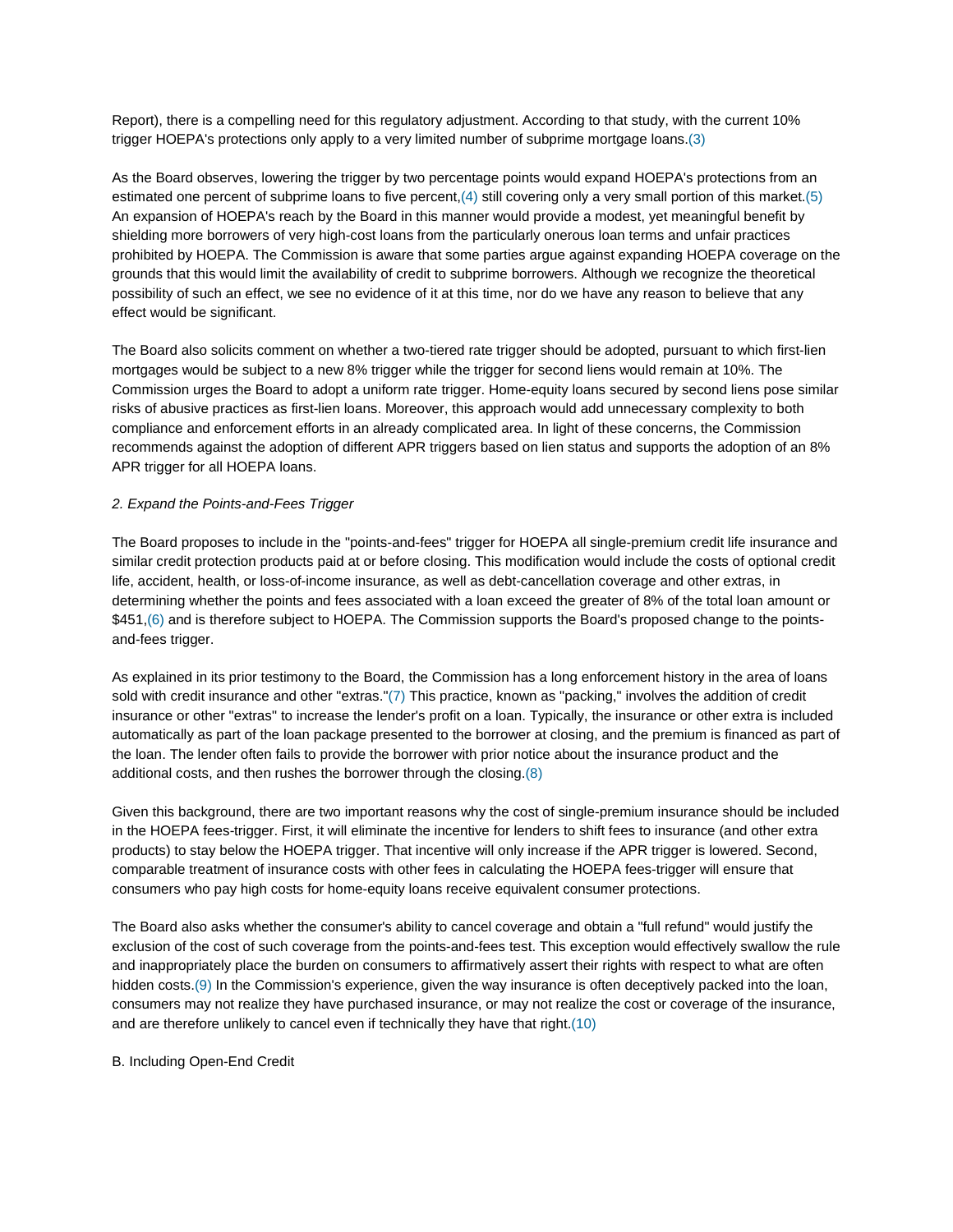Report), there is a compelling need for this regulatory adjustment. According to that study, with the current 10% trigger HOEPA's protections only apply to a very limited number of subprime mortgage loans.(3)

As the Board observes, lowering the trigger by two percentage points would expand HOEPA's protections from an estimated one percent of subprime loans to five percent,(4) still covering only a very small portion of this market.(5) An expansion of HOEPA's reach by the Board in this manner would provide a modest, yet meaningful benefit by shielding more borrowers of very high-cost loans from the particularly onerous loan terms and unfair practices prohibited by HOEPA. The Commission is aware that some parties argue against expanding HOEPA coverage on the grounds that this would limit the availability of credit to subprime borrowers. Although we recognize the theoretical possibility of such an effect, we see no evidence of it at this time, nor do we have any reason to believe that any effect would be significant.

The Board also solicits comment on whether a two-tiered rate trigger should be adopted, pursuant to which first-lien mortgages would be subject to a new 8% trigger while the trigger for second liens would remain at 10%. The Commission urges the Board to adopt a uniform rate trigger. Home-equity loans secured by second liens pose similar risks of abusive practices as first-lien loans. Moreover, this approach would add unnecessary complexity to both compliance and enforcement efforts in an already complicated area. In light of these concerns, the Commission recommends against the adoption of different APR triggers based on lien status and supports the adoption of an 8% APR trigger for all HOEPA loans.

*2. Expand the Points-and-Fees Trigger*

The Board proposes to include in the "points-and-fees" trigger for HOEPA all single-premium credit life insurance and similar credit protection products paid at or before closing. This modification would include the costs of optional credit life, accident, health, or loss-of-income insurance, as well as debt-cancellation coverage and other extras, in determining whether the points and fees associated with a loan exceed the greater of 8% of the total loan amount or $451,(6) and is therefore subject to HOEPA. The Commission supports the Board's proposed change to the points-and-fees trigger.

As explained in its prior testimony to the Board, the Commission has a long enforcement history in the area of loans sold with credit insurance and other "extras."(7) This practice, known as "packing," involves the addition of credit insurance or other "extras" to increase the lender's profit on a loan. Typically, the insurance or other extra is included automatically as part of the loan package presented to the borrower at closing, and the premium is financed as part of the loan. The lender often fails to provide the borrower with prior notice about the insurance product and the additional costs, and then rushes the borrower through the closing.(8)

Given this background, there are two important reasons why the cost of single-premium insurance should be included in the HOEPA fees-trigger. First, it will eliminate the incentive for lenders to shift fees to insurance (and other extra products) to stay below the HOEPA trigger. That incentive will only increase if the APR trigger is lowered. Second, comparable treatment of insurance costs with other fees in calculating the HOEPA fees-trigger will ensure that consumers who pay high costs for home-equity loans receive equivalent consumer protections.

The Board also asks whether the consumer's ability to cancel coverage and obtain a "full refund" would justify the exclusion of the cost of such coverage from the points-and-fees test. This exception would effectively swallow the rule and inappropriately place the burden on consumers to affirmatively assert their rights with respect to what are often hidden costs.(9) In the Commission's experience, given the way insurance is often deceptively packed into the loan, consumers may not realize they have purchased insurance, or may not realize the cost or coverage of the insurance, and are therefore unlikely to cancel even if technically they have that right.(10)

B. Including Open-End Credit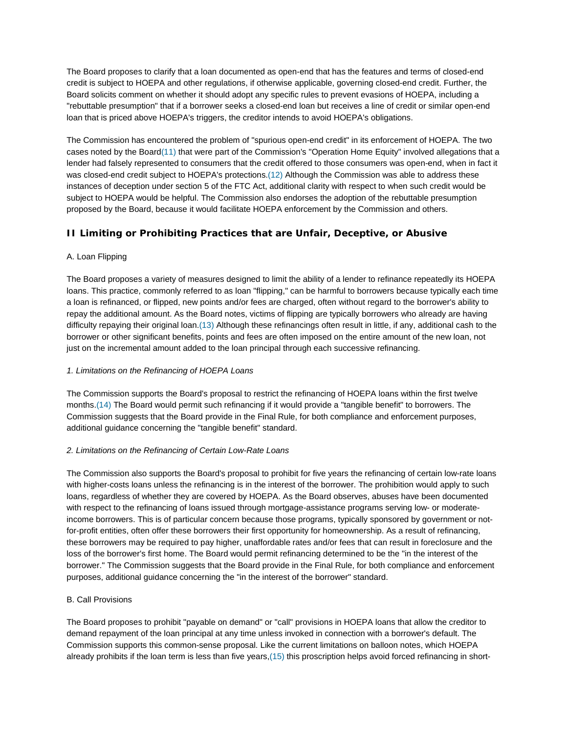The Board proposes to clarify that a loan documented as open-end that has the features and terms of closed-end credit is subject to HOEPA and other regulations, if otherwise applicable, governing closed-end credit. Further, the Board solicits comment on whether it should adopt any specific rules to prevent evasions of HOEPA, including a "rebuttable presumption" that if a borrower seeks a closed-end loan but receives a line of credit or similar open-end loan that is priced above HOEPA's triggers, the creditor intends to avoid HOEPA's obligations.

The Commission has encountered the problem of "spurious open-end credit" in its enforcement of HOEPA. The two cases noted by the Board(11) that were part of the Commission's "Operation Home Equity" involved allegations that a lender had falsely represented to consumers that the credit offered to those consumers was open-end, when in fact it was closed-end credit subject to HOEPA's protections.(12) Although the Commission was able to address these instances of deception under section 5 of the FTC Act, additional clarity with respect to when such credit would be subject to HOEPA would be helpful. The Commission also endorses the adoption of the rebuttable presumption proposed by the Board, because it would facilitate HOEPA enforcement by the Commission and others.

## II Limiting or Prohibiting Practices that are Unfair, Deceptive, or Abusive

### A. Loan Flipping

The Board proposes a variety of measures designed to limit the ability of a lender to refinance repeatedly its HOEPA loans. This practice, commonly referred to as loan "flipping," can be harmful to borrowers because typically each time a loan is refinanced, or flipped, new points and/or fees are charged, often without regard to the borrower's ability to repay the additional amount. As the Board notes, victims of flipping are typically borrowers who already are having difficulty repaying their original loan.(13) Although these refinancings often result in little, if any, additional cash to the borrower or other significant benefits, points and fees are often imposed on the entire amount of the new loan, not just on the incremental amount added to the loan principal through each successive refinancing.

*1. Limitations on the Refinancing of HOEPA Loans*

The Commission supports the Board's proposal to restrict the refinancing of HOEPA loans within the first twelve months.(14) The Board would permit such refinancing if it would provide a "tangible benefit" to borrowers. The Commission suggests that the Board provide in the Final Rule, for both compliance and enforcement purposes, additional guidance concerning the "tangible benefit" standard.

*2. Limitations on the Refinancing of Certain Low-Rate Loans*

The Commission also supports the Board's proposal to prohibit for five years the refinancing of certain low-rate loans with higher-costs loans unless the refinancing is in the interest of the borrower. The prohibition would apply to such loans, regardless of whether they are covered by HOEPA. As the Board observes, abuses have been documented with respect to the refinancing of loans issued through mortgage-assistance programs serving low- or moderate-income borrowers. This is of particular concern because those programs, typically sponsored by government or not-for-profit entities, often offer these borrowers their first opportunity for homeownership. As a result of refinancing, these borrowers may be required to pay higher, unaffordable rates and/or fees that can result in foreclosure and the loss of the borrower's first home. The Board would permit refinancing determined to be the "in the interest of the borrower." The Commission suggests that the Board provide in the Final Rule, for both compliance and enforcement purposes, additional guidance concerning the "in the interest of the borrower" standard.

### B. Call Provisions

The Board proposes to prohibit "payable on demand" or "call" provisions in HOEPA loans that allow the creditor to demand repayment of the loan principal at any time unless invoked in connection with a borrower's default. The Commission supports this common-sense proposal. Like the current limitations on balloon notes, which HOEPA already prohibits if the loan term is less than five years,(15) this proscription helps avoid forced refinancing in short-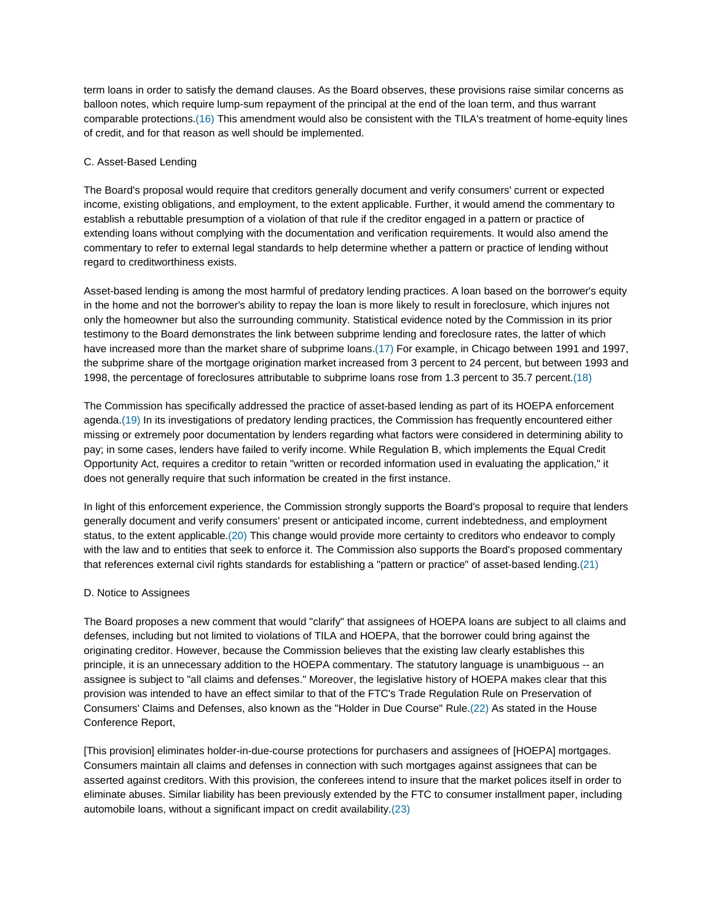term loans in order to satisfy the demand clauses. As the Board observes, these provisions raise similar concerns as balloon notes, which require lump-sum repayment of the principal at the end of the loan term, and thus warrant comparable protections.(16) This amendment would also be consistent with the TILA's treatment of home-equity lines of credit, and for that reason as well should be implemented.

C. Asset-Based Lending

The Board's proposal would require that creditors generally document and verify consumers' current or expected income, existing obligations, and employment, to the extent applicable. Further, it would amend the commentary to establish a rebuttable presumption of a violation of that rule if the creditor engaged in a pattern or practice of extending loans without complying with the documentation and verification requirements. It would also amend the commentary to refer to external legal standards to help determine whether a pattern or practice of lending without regard to creditworthiness exists.

Asset-based lending is among the most harmful of predatory lending practices. A loan based on the borrower's equity in the home and not the borrower's ability to repay the loan is more likely to result in foreclosure, which injures not only the homeowner but also the surrounding community. Statistical evidence noted by the Commission in its prior testimony to the Board demonstrates the link between subprime lending and foreclosure rates, the latter of which have increased more than the market share of subprime loans.(17) For example, in Chicago between 1991 and 1997, the subprime share of the mortgage origination market increased from 3 percent to 24 percent, but between 1993 and 1998, the percentage of foreclosures attributable to subprime loans rose from 1.3 percent to 35.7 percent.(18)

The Commission has specifically addressed the practice of asset-based lending as part of its HOEPA enforcement agenda.(19) In its investigations of predatory lending practices, the Commission has frequently encountered either missing or extremely poor documentation by lenders regarding what factors were considered in determining ability to pay; in some cases, lenders have failed to verify income. While Regulation B, which implements the Equal Credit Opportunity Act, requires a creditor to retain "written or recorded information used in evaluating the application," it does not generally require that such information be created in the first instance.

In light of this enforcement experience, the Commission strongly supports the Board's proposal to require that lenders generally document and verify consumers' present or anticipated income, current indebtedness, and employment status, to the extent applicable.(20) This change would provide more certainty to creditors who endeavor to comply with the law and to entities that seek to enforce it. The Commission also supports the Board's proposed commentary that references external civil rights standards for establishing a "pattern or practice" of asset-based lending.(21)

D. Notice to Assignees

The Board proposes a new comment that would "clarify" that assignees of HOEPA loans are subject to all claims and defenses, including but not limited to violations of TILA and HOEPA, that the borrower could bring against the originating creditor. However, because the Commission believes that the existing law clearly establishes this principle, it is an unnecessary addition to the HOEPA commentary. The statutory language is unambiguous -- an assignee is subject to "all claims and defenses." Moreover, the legislative history of HOEPA makes clear that this provision was intended to have an effect similar to that of the FTC's Trade Regulation Rule on Preservation of Consumers' Claims and Defenses, also known as the "Holder in Due Course" Rule.(22) As stated in the House Conference Report,

[This provision] eliminates holder-in-due-course protections for purchasers and assignees of [HOEPA] mortgages. Consumers maintain all claims and defenses in connection with such mortgages against assignees that can be asserted against creditors. With this provision, the conferees intend to insure that the market polices itself in order to eliminate abuses. Similar liability has been previously extended by the FTC to consumer installment paper, including automobile loans, without a significant impact on credit availability.(23)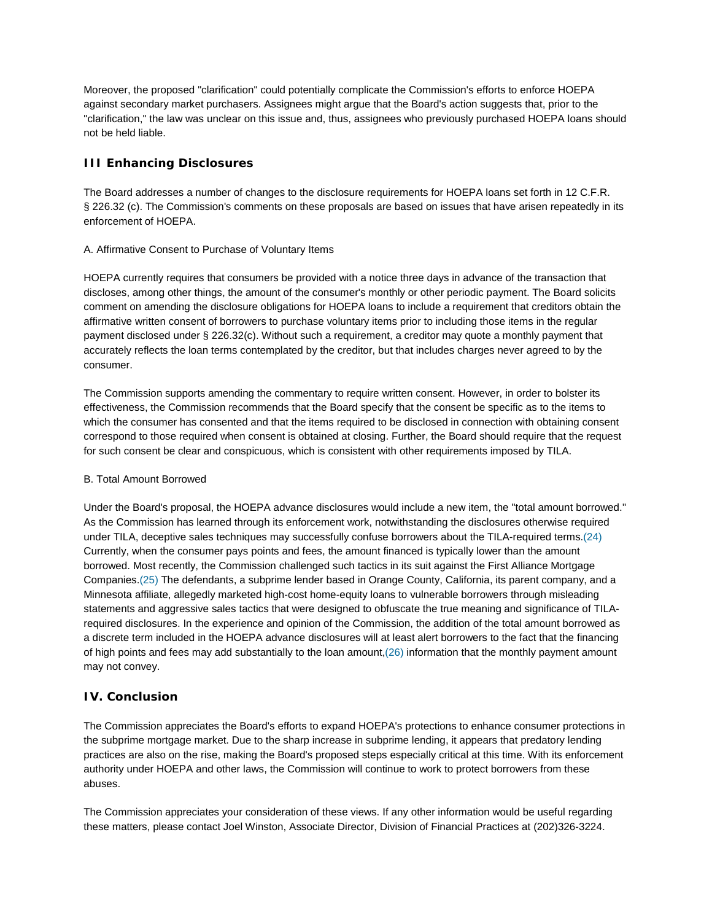Moreover, the proposed "clarification" could potentially complicate the Commission's efforts to enforce HOEPA against secondary market purchasers. Assignees might argue that the Board's action suggests that, prior to the "clarification," the law was unclear on this issue and, thus, assignees who previously purchased HOEPA loans should not be held liable.

## III Enhancing Disclosures

The Board addresses a number of changes to the disclosure requirements for HOEPA loans set forth in 12 C.F.R. § 226.32 (c). The Commission's comments on these proposals are based on issues that have arisen repeatedly in its enforcement of HOEPA.

A. Affirmative Consent to Purchase of Voluntary Items

HOEPA currently requires that consumers be provided with a notice three days in advance of the transaction that discloses, among other things, the amount of the consumer's monthly or other periodic payment. The Board solicits comment on amending the disclosure obligations for HOEPA loans to include a requirement that creditors obtain the affirmative written consent of borrowers to purchase voluntary items prior to including those items in the regular payment disclosed under § 226.32(c). Without such a requirement, a creditor may quote a monthly payment that accurately reflects the loan terms contemplated by the creditor, but that includes charges never agreed to by the consumer.

The Commission supports amending the commentary to require written consent. However, in order to bolster its effectiveness, the Commission recommends that the Board specify that the consent be specific as to the items to which the consumer has consented and that the items required to be disclosed in connection with obtaining consent correspond to those required when consent is obtained at closing. Further, the Board should require that the request for such consent be clear and conspicuous, which is consistent with other requirements imposed by TILA.

B. Total Amount Borrowed

Under the Board's proposal, the HOEPA advance disclosures would include a new item, the "total amount borrowed." As the Commission has learned through its enforcement work, notwithstanding the disclosures otherwise required under TILA, deceptive sales techniques may successfully confuse borrowers about the TILA-required terms.(24) Currently, when the consumer pays points and fees, the amount financed is typically lower than the amount borrowed. Most recently, the Commission challenged such tactics in its suit against the First Alliance Mortgage Companies.(25) The defendants, a subprime lender based in Orange County, California, its parent company, and a Minnesota affiliate, allegedly marketed high-cost home-equity loans to vulnerable borrowers through misleading statements and aggressive sales tactics that were designed to obfuscate the true meaning and significance of TILA-required disclosures. In the experience and opinion of the Commission, the addition of the total amount borrowed as a discrete term included in the HOEPA advance disclosures will at least alert borrowers to the fact that the financing of high points and fees may add substantially to the loan amount,(26) information that the monthly payment amount may not convey.

## IV. Conclusion

The Commission appreciates the Board's efforts to expand HOEPA's protections to enhance consumer protections in the subprime mortgage market. Due to the sharp increase in subprime lending, it appears that predatory lending practices are also on the rise, making the Board's proposed steps especially critical at this time. With its enforcement authority under HOEPA and other laws, the Commission will continue to work to protect borrowers from these abuses.

The Commission appreciates your consideration of these views. If any other information would be useful regarding these matters, please contact Joel Winston, Associate Director, Division of Financial Practices at (202)326-3224.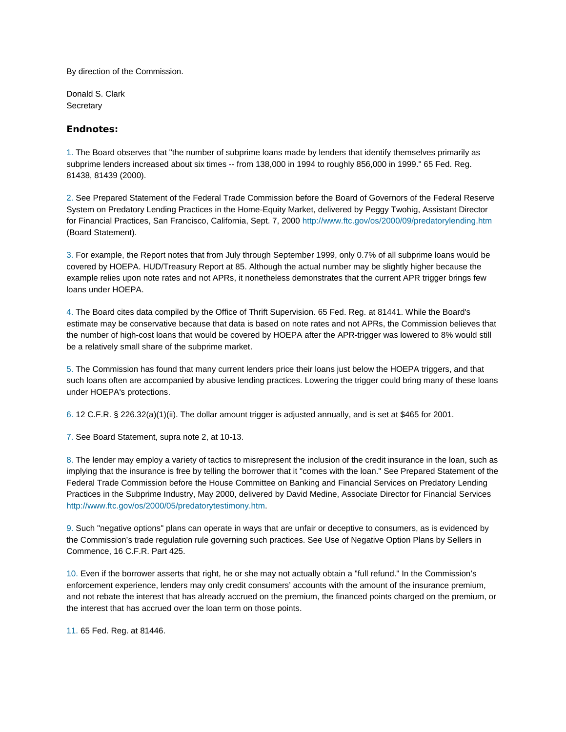By direction of the Commission.

Donald S. Clark
Secretary

### Endnotes:

1. The Board observes that "the number of subprime loans made by lenders that identify themselves primarily as subprime lenders increased about six times -- from 138,000 in 1994 to roughly 856,000 in 1999." 65 Fed. Reg. 81438, 81439 (2000).

2. See Prepared Statement of the Federal Trade Commission before the Board of Governors of the Federal Reserve System on Predatory Lending Practices in the Home-Equity Market, delivered by Peggy Twohig, Assistant Director for Financial Practices, San Francisco, California, Sept. 7, 2000 http://www.ftc.gov/os/2000/09/predatorylending.htm (Board Statement).

3. For example, the Report notes that from July through September 1999, only 0.7% of all subprime loans would be covered by HOEPA. HUD/Treasury Report at 85. Although the actual number may be slightly higher because the example relies upon note rates and not APRs, it nonetheless demonstrates that the current APR trigger brings few loans under HOEPA.

4. The Board cites data compiled by the Office of Thrift Supervision. 65 Fed. Reg. at 81441. While the Board's estimate may be conservative because that data is based on note rates and not APRs, the Commission believes that the number of high-cost loans that would be covered by HOEPA after the APR-trigger was lowered to 8% would still be a relatively small share of the subprime market.

5. The Commission has found that many current lenders price their loans just below the HOEPA triggers, and that such loans often are accompanied by abusive lending practices. Lowering the trigger could bring many of these loans under HOEPA's protections.

6. 12 C.F.R. § 226.32(a)(1)(ii). The dollar amount trigger is adjusted annually, and is set at $465 for 2001.

7. See Board Statement, supra note 2, at 10-13.

8. The lender may employ a variety of tactics to misrepresent the inclusion of the credit insurance in the loan, such as implying that the insurance is free by telling the borrower that it "comes with the loan." See Prepared Statement of the Federal Trade Commission before the House Committee on Banking and Financial Services on Predatory Lending Practices in the Subprime Industry, May 2000, delivered by David Medine, Associate Director for Financial Services http://www.ftc.gov/os/2000/05/predatorytestimony.htm.

9. Such "negative options" plans can operate in ways that are unfair or deceptive to consumers, as is evidenced by the Commission's trade regulation rule governing such practices. See Use of Negative Option Plans by Sellers in Commence, 16 C.F.R. Part 425.

10. Even if the borrower asserts that right, he or she may not actually obtain a "full refund." In the Commission's enforcement experience, lenders may only credit consumers' accounts with the amount of the insurance premium, and not rebate the interest that has already accrued on the premium, the financed points charged on the premium, or the interest that has accrued over the loan term on those points.

11. 65 Fed. Reg. at 81446.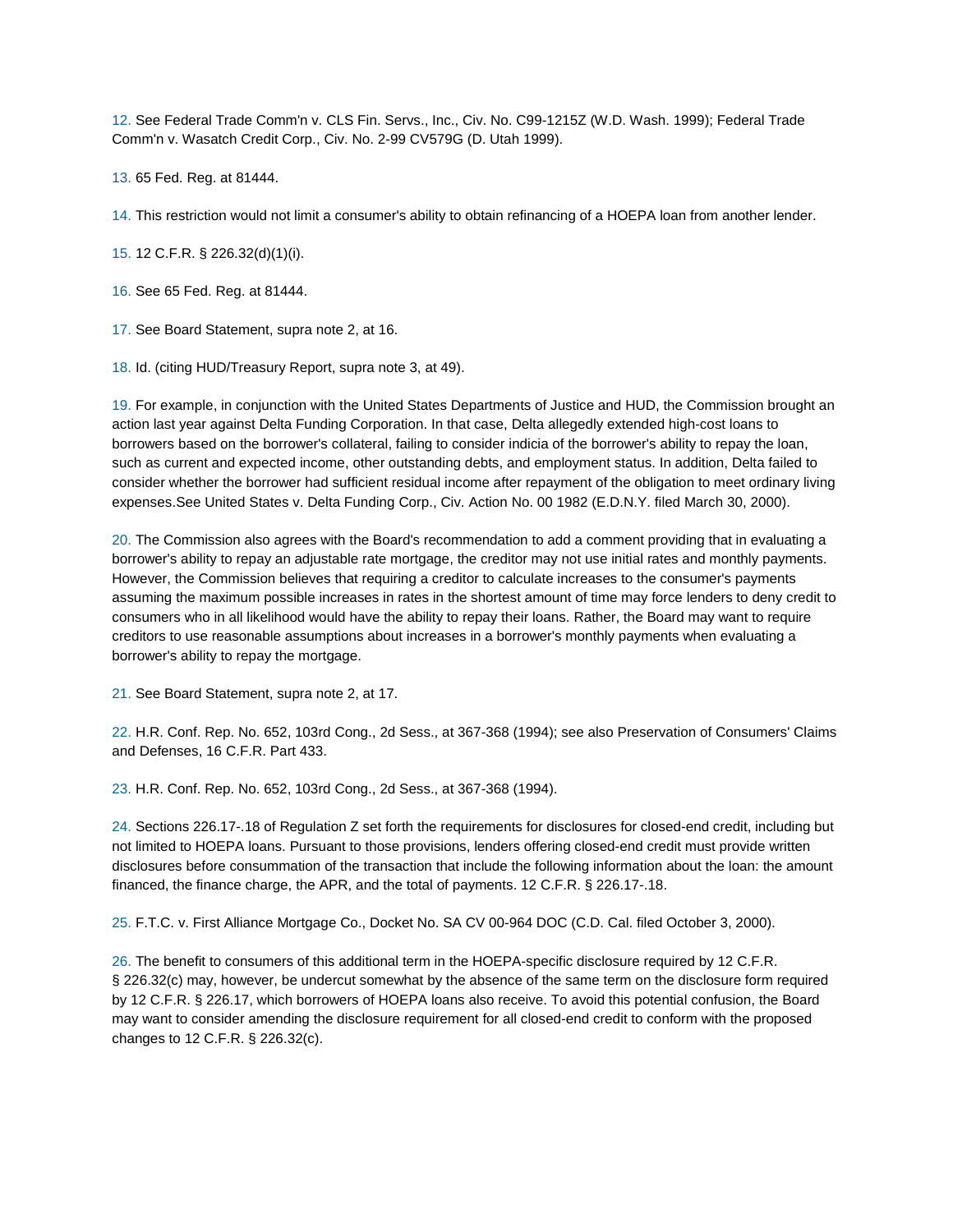12. See Federal Trade Comm'n v. CLS Fin. Servs., Inc., Civ. No. C99-1215Z (W.D. Wash. 1999); Federal Trade Comm'n v. Wasatch Credit Corp., Civ. No. 2-99 CV579G (D. Utah 1999).

13. 65 Fed. Reg. at 81444.

14. This restriction would not limit a consumer's ability to obtain refinancing of a HOEPA loan from another lender.

15. 12 C.F.R. § 226.32(d)(1)(i).

16. See 65 Fed. Reg. at 81444.

17. See Board Statement, supra note 2, at 16.

18. Id. (citing HUD/Treasury Report, supra note 3, at 49).

19. For example, in conjunction with the United States Departments of Justice and HUD, the Commission brought an action last year against Delta Funding Corporation. In that case, Delta allegedly extended high-cost loans to borrowers based on the borrower's collateral, failing to consider indicia of the borrower's ability to repay the loan, such as current and expected income, other outstanding debts, and employment status. In addition, Delta failed to consider whether the borrower had sufficient residual income after repayment of the obligation to meet ordinary living expenses.See United States v. Delta Funding Corp., Civ. Action No. 00 1982 (E.D.N.Y. filed March 30, 2000).

20. The Commission also agrees with the Board's recommendation to add a comment providing that in evaluating a borrower's ability to repay an adjustable rate mortgage, the creditor may not use initial rates and monthly payments. However, the Commission believes that requiring a creditor to calculate increases to the consumer's payments assuming the maximum possible increases in rates in the shortest amount of time may force lenders to deny credit to consumers who in all likelihood would have the ability to repay their loans. Rather, the Board may want to require creditors to use reasonable assumptions about increases in a borrower's monthly payments when evaluating a borrower's ability to repay the mortgage.

21. See Board Statement, supra note 2, at 17.

22. H.R. Conf. Rep. No. 652, 103rd Cong., 2d Sess., at 367-368 (1994); see also Preservation of Consumers' Claims and Defenses, 16 C.F.R. Part 433.

23. H.R. Conf. Rep. No. 652, 103rd Cong., 2d Sess., at 367-368 (1994).

24. Sections 226.17-.18 of Regulation Z set forth the requirements for disclosures for closed-end credit, including but not limited to HOEPA loans. Pursuant to those provisions, lenders offering closed-end credit must provide written disclosures before consummation of the transaction that include the following information about the loan: the amount financed, the finance charge, the APR, and the total of payments. 12 C.F.R. § 226.17-.18.

25. F.T.C. v. First Alliance Mortgage Co., Docket No. SA CV 00-964 DOC (C.D. Cal. filed October 3, 2000).

26. The benefit to consumers of this additional term in the HOEPA-specific disclosure required by 12 C.F.R. § 226.32(c) may, however, be undercut somewhat by the absence of the same term on the disclosure form required by 12 C.F.R. § 226.17, which borrowers of HOEPA loans also receive. To avoid this potential confusion, the Board may want to consider amending the disclosure requirement for all closed-end credit to conform with the proposed changes to 12 C.F.R. § 226.32(c).